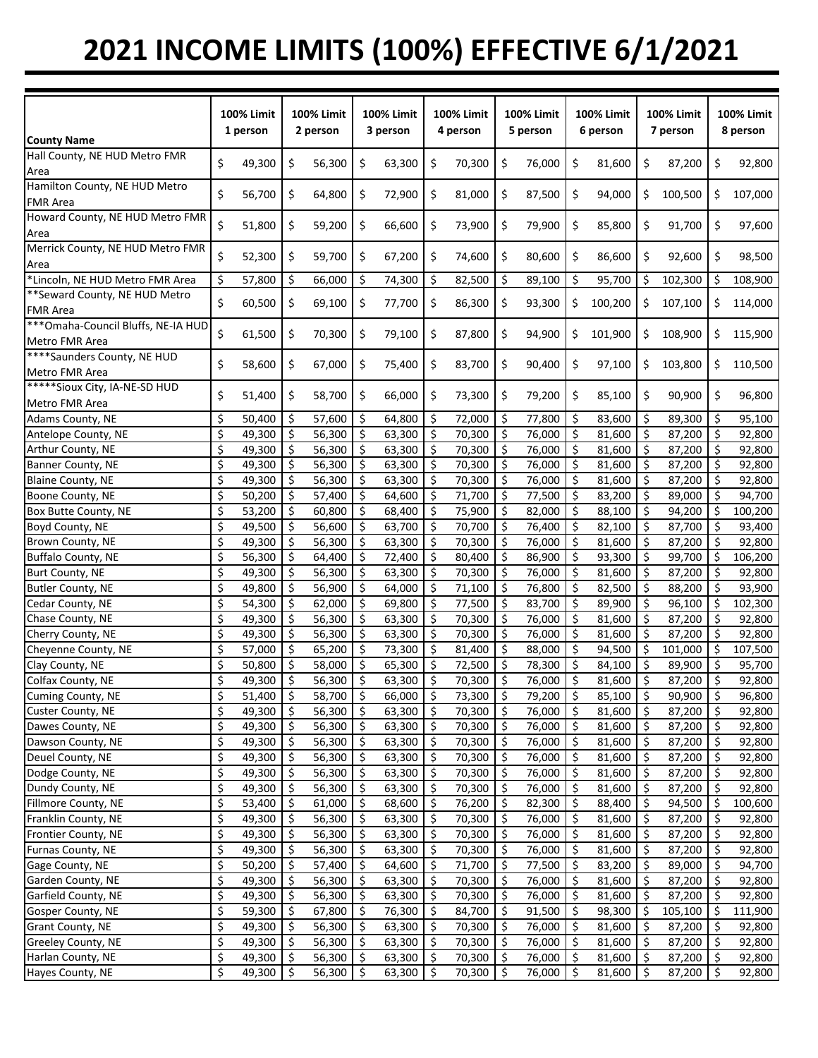# 2021 INCOME LIMITS (100%) EFFECTIVE 6/1/2021

| County Name | 100% Limit 1 person | 100% Limit 2 person | 100% Limit 3 person | 100% Limit 4 person | 100% Limit 5 person | 100% Limit 6 person | 100% Limit 7 person | 100% Limit 8 person |
|---|---|---|---|---|---|---|---|---|
| Hall County, NE HUD Metro FMR Area | $ 49,300 | $ 56,300 | $ 63,300 | $ 70,300 | $ 76,000 | $ 81,600 | $ 87,200 | $ 92,800 |
| Hamilton County, NE HUD Metro FMR Area | $ 56,700 | $ 64,800 | $ 72,900 | $ 81,000 | $ 87,500 | $ 94,000 | $ 100,500 | $ 107,000 |
| Howard County, NE HUD Metro FMR Area | $ 51,800 | $ 59,200 | $ 66,600 | $ 73,900 | $ 79,900 | $ 85,800 | $ 91,700 | $ 97,600 |
| Merrick County, NE HUD Metro FMR Area | $ 52,300 | $ 59,700 | $ 67,200 | $ 74,600 | $ 80,600 | $ 86,600 | $ 92,600 | $ 98,500 |
| *Lincoln, NE HUD Metro FMR Area | $ 57,800 | $ 66,000 | $ 74,300 | $ 82,500 | $ 89,100 | $ 95,700 | $ 102,300 | $ 108,900 |
| **Seward County, NE HUD Metro FMR Area | $ 60,500 | $ 69,100 | $ 77,700 | $ 86,300 | $ 93,300 | $ 100,200 | $ 107,100 | $ 114,000 |
| ***Omaha-Council Bluffs, NE-IA HUD Metro FMR Area | $ 61,500 | $ 70,300 | $ 79,100 | $ 87,800 | $ 94,900 | $ 101,900 | $ 108,900 | $ 115,900 |
| ****Saunders County, NE HUD Metro FMR Area | $ 58,600 | $ 67,000 | $ 75,400 | $ 83,700 | $ 90,400 | $ 97,100 | $ 103,800 | $ 110,500 |
| *****Sioux City, IA-NE-SD HUD Metro FMR Area | $ 51,400 | $ 58,700 | $ 66,000 | $ 73,300 | $ 79,200 | $ 85,100 | $ 90,900 | $ 96,800 |
| Adams County, NE | $ 50,400 | $ 57,600 | $ 64,800 | $ 72,000 | $ 77,800 | $ 83,600 | $ 89,300 | $ 95,100 |
| Antelope County, NE | $ 49,300 | $ 56,300 | $ 63,300 | $ 70,300 | $ 76,000 | $ 81,600 | $ 87,200 | $ 92,800 |
| Arthur County, NE | $ 49,300 | $ 56,300 | $ 63,300 | $ 70,300 | $ 76,000 | $ 81,600 | $ 87,200 | $ 92,800 |
| Banner County, NE | $ 49,300 | $ 56,300 | $ 63,300 | $ 70,300 | $ 76,000 | $ 81,600 | $ 87,200 | $ 92,800 |
| Blaine County, NE | $ 49,300 | $ 56,300 | $ 63,300 | $ 70,300 | $ 76,000 | $ 81,600 | $ 87,200 | $ 92,800 |
| Boone County, NE | $ 50,200 | $ 57,400 | $ 64,600 | $ 71,700 | $ 77,500 | $ 83,200 | $ 89,000 | $ 94,700 |
| Box Butte County, NE | $ 53,200 | $ 60,800 | $ 68,400 | $ 75,900 | $ 82,000 | $ 88,100 | $ 94,200 | $ 100,200 |
| Boyd County, NE | $ 49,500 | $ 56,600 | $ 63,700 | $ 70,700 | $ 76,400 | $ 82,100 | $ 87,700 | $ 93,400 |
| Brown County, NE | $ 49,300 | $ 56,300 | $ 63,300 | $ 70,300 | $ 76,000 | $ 81,600 | $ 87,200 | $ 92,800 |
| Buffalo County, NE | $ 56,300 | $ 64,400 | $ 72,400 | $ 80,400 | $ 86,900 | $ 93,300 | $ 99,700 | $ 106,200 |
| Burt County, NE | $ 49,300 | $ 56,300 | $ 63,300 | $ 70,300 | $ 76,000 | $ 81,600 | $ 87,200 | $ 92,800 |
| Butler County, NE | $ 49,800 | $ 56,900 | $ 64,000 | $ 71,100 | $ 76,800 | $ 82,500 | $ 88,200 | $ 93,900 |
| Cedar County, NE | $ 54,300 | $ 62,000 | $ 69,800 | $ 77,500 | $ 83,700 | $ 89,900 | $ 96,100 | $ 102,300 |
| Chase County, NE | $ 49,300 | $ 56,300 | $ 63,300 | $ 70,300 | $ 76,000 | $ 81,600 | $ 87,200 | $ 92,800 |
| Cherry County, NE | $ 49,300 | $ 56,300 | $ 63,300 | $ 70,300 | $ 76,000 | $ 81,600 | $ 87,200 | $ 92,800 |
| Cheyenne County, NE | $ 57,000 | $ 65,200 | $ 73,300 | $ 81,400 | $ 88,000 | $ 94,500 | $ 101,000 | $ 107,500 |
| Clay County, NE | $ 50,800 | $ 58,000 | $ 65,300 | $ 72,500 | $ 78,300 | $ 84,100 | $ 89,900 | $ 95,700 |
| Colfax County, NE | $ 49,300 | $ 56,300 | $ 63,300 | $ 70,300 | $ 76,000 | $ 81,600 | $ 87,200 | $ 92,800 |
| Cuming County, NE | $ 51,400 | $ 58,700 | $ 66,000 | $ 73,300 | $ 79,200 | $ 85,100 | $ 90,900 | $ 96,800 |
| Custer County, NE | $ 49,300 | $ 56,300 | $ 63,300 | $ 70,300 | $ 76,000 | $ 81,600 | $ 87,200 | $ 92,800 |
| Dawes County, NE | $ 49,300 | $ 56,300 | $ 63,300 | $ 70,300 | $ 76,000 | $ 81,600 | $ 87,200 | $ 92,800 |
| Dawson County, NE | $ 49,300 | $ 56,300 | $ 63,300 | $ 70,300 | $ 76,000 | $ 81,600 | $ 87,200 | $ 92,800 |
| Deuel County, NE | $ 49,300 | $ 56,300 | $ 63,300 | $ 70,300 | $ 76,000 | $ 81,600 | $ 87,200 | $ 92,800 |
| Dodge County, NE | $ 49,300 | $ 56,300 | $ 63,300 | $ 70,300 | $ 76,000 | $ 81,600 | $ 87,200 | $ 92,800 |
| Dundy County, NE | $ 49,300 | $ 56,300 | $ 63,300 | $ 70,300 | $ 76,000 | $ 81,600 | $ 87,200 | $ 92,800 |
| Fillmore County, NE | $ 53,400 | $ 61,000 | $ 68,600 | $ 76,200 | $ 82,300 | $ 88,400 | $ 94,500 | $ 100,600 |
| Franklin County, NE | $ 49,300 | $ 56,300 | $ 63,300 | $ 70,300 | $ 76,000 | $ 81,600 | $ 87,200 | $ 92,800 |
| Frontier County, NE | $ 49,300 | $ 56,300 | $ 63,300 | $ 70,300 | $ 76,000 | $ 81,600 | $ 87,200 | $ 92,800 |
| Furnas County, NE | $ 49,300 | $ 56,300 | $ 63,300 | $ 70,300 | $ 76,000 | $ 81,600 | $ 87,200 | $ 92,800 |
| Gage County, NE | $ 50,200 | $ 57,400 | $ 64,600 | $ 71,700 | $ 77,500 | $ 83,200 | $ 89,000 | $ 94,700 |
| Garden County, NE | $ 49,300 | $ 56,300 | $ 63,300 | $ 70,300 | $ 76,000 | $ 81,600 | $ 87,200 | $ 92,800 |
| Garfield County, NE | $ 49,300 | $ 56,300 | $ 63,300 | $ 70,300 | $ 76,000 | $ 81,600 | $ 87,200 | $ 92,800 |
| Gosper County, NE | $ 59,300 | $ 67,800 | $ 76,300 | $ 84,700 | $ 91,500 | $ 98,300 | $ 105,100 | $ 111,900 |
| Grant County, NE | $ 49,300 | $ 56,300 | $ 63,300 | $ 70,300 | $ 76,000 | $ 81,600 | $ 87,200 | $ 92,800 |
| Greeley County, NE | $ 49,300 | $ 56,300 | $ 63,300 | $ 70,300 | $ 76,000 | $ 81,600 | $ 87,200 | $ 92,800 |
| Harlan County, NE | $ 49,300 | $ 56,300 | $ 63,300 | $ 70,300 | $ 76,000 | $ 81,600 | $ 87,200 | $ 92,800 |
| Hayes County, NE | $ 49,300 | $ 56,300 | $ 63,300 | $ 70,300 | $ 76,000 | $ 81,600 | $ 87,200 | $ 92,800 |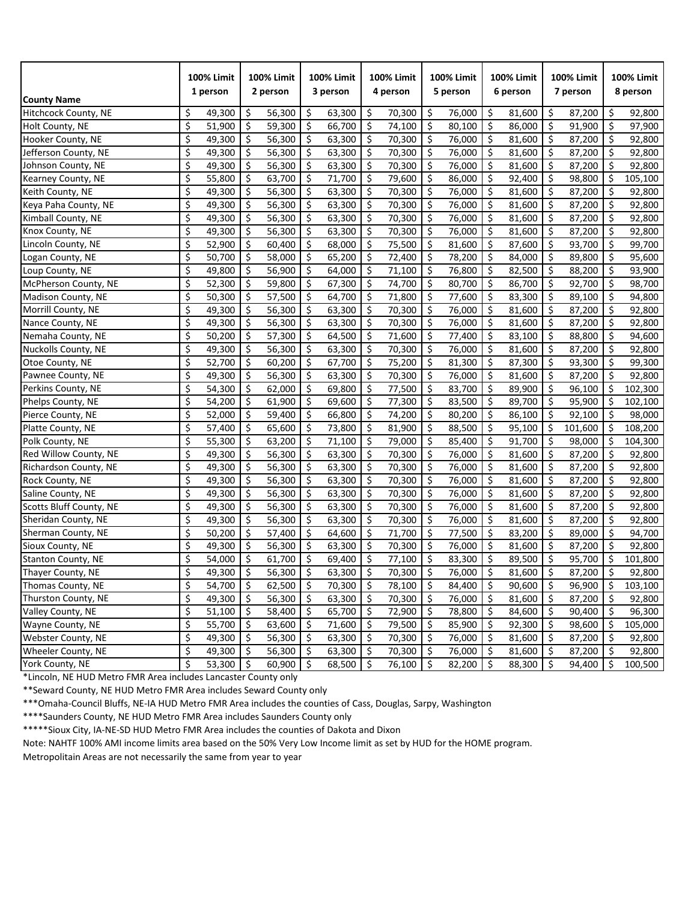| County Name | 100% Limit 1 person | 100% Limit 2 person | 100% Limit 3 person | 100% Limit 4 person | 100% Limit 5 person | 100% Limit 6 person | 100% Limit 7 person | 100% Limit 8 person |
|---|---|---|---|---|---|---|---|---|
| Hitchcock County, NE | $ 49,300 | $ 56,300 | $ 63,300 | $ 70,300 | $ 76,000 | $ 81,600 | $ 87,200 | $ 92,800 |
| Holt County, NE | $ 51,900 | $ 59,300 | $ 66,700 | $ 74,100 | $ 80,100 | $ 86,000 | $ 91,900 | $ 97,900 |
| Hooker County, NE | $ 49,300 | $ 56,300 | $ 63,300 | $ 70,300 | $ 76,000 | $ 81,600 | $ 87,200 | $ 92,800 |
| Jefferson County, NE | $ 49,300 | $ 56,300 | $ 63,300 | $ 70,300 | $ 76,000 | $ 81,600 | $ 87,200 | $ 92,800 |
| Johnson County, NE | $ 49,300 | $ 56,300 | $ 63,300 | $ 70,300 | $ 76,000 | $ 81,600 | $ 87,200 | $ 92,800 |
| Kearney County, NE | $ 55,800 | $ 63,700 | $ 71,700 | $ 79,600 | $ 86,000 | $ 92,400 | $ 98,800 | $ 105,100 |
| Keith County, NE | $ 49,300 | $ 56,300 | $ 63,300 | $ 70,300 | $ 76,000 | $ 81,600 | $ 87,200 | $ 92,800 |
| Keya Paha County, NE | $ 49,300 | $ 56,300 | $ 63,300 | $ 70,300 | $ 76,000 | $ 81,600 | $ 87,200 | $ 92,800 |
| Kimball County, NE | $ 49,300 | $ 56,300 | $ 63,300 | $ 70,300 | $ 76,000 | $ 81,600 | $ 87,200 | $ 92,800 |
| Knox County, NE | $ 49,300 | $ 56,300 | $ 63,300 | $ 70,300 | $ 76,000 | $ 81,600 | $ 87,200 | $ 92,800 |
| Lincoln County, NE | $ 52,900 | $ 60,400 | $ 68,000 | $ 75,500 | $ 81,600 | $ 87,600 | $ 93,700 | $ 99,700 |
| Logan County, NE | $ 50,700 | $ 58,000 | $ 65,200 | $ 72,400 | $ 78,200 | $ 84,000 | $ 89,800 | $ 95,600 |
| Loup County, NE | $ 49,800 | $ 56,900 | $ 64,000 | $ 71,100 | $ 76,800 | $ 82,500 | $ 88,200 | $ 93,900 |
| McPherson County, NE | $ 52,300 | $ 59,800 | $ 67,300 | $ 74,700 | $ 80,700 | $ 86,700 | $ 92,700 | $ 98,700 |
| Madison County, NE | $ 50,300 | $ 57,500 | $ 64,700 | $ 71,800 | $ 77,600 | $ 83,300 | $ 89,100 | $ 94,800 |
| Morrill County, NE | $ 49,300 | $ 56,300 | $ 63,300 | $ 70,300 | $ 76,000 | $ 81,600 | $ 87,200 | $ 92,800 |
| Nance County, NE | $ 49,300 | $ 56,300 | $ 63,300 | $ 70,300 | $ 76,000 | $ 81,600 | $ 87,200 | $ 92,800 |
| Nemaha County, NE | $ 50,200 | $ 57,300 | $ 64,500 | $ 71,600 | $ 77,400 | $ 83,100 | $ 88,800 | $ 94,600 |
| Nuckolls County, NE | $ 49,300 | $ 56,300 | $ 63,300 | $ 70,300 | $ 76,000 | $ 81,600 | $ 87,200 | $ 92,800 |
| Otoe County, NE | $ 52,700 | $ 60,200 | $ 67,700 | $ 75,200 | $ 81,300 | $ 87,300 | $ 93,300 | $ 99,300 |
| Pawnee County, NE | $ 49,300 | $ 56,300 | $ 63,300 | $ 70,300 | $ 76,000 | $ 81,600 | $ 87,200 | $ 92,800 |
| Perkins County, NE | $ 54,300 | $ 62,000 | $ 69,800 | $ 77,500 | $ 83,700 | $ 89,900 | $ 96,100 | $ 102,300 |
| Phelps County, NE | $ 54,200 | $ 61,900 | $ 69,600 | $ 77,300 | $ 83,500 | $ 89,700 | $ 95,900 | $ 102,100 |
| Pierce County, NE | $ 52,000 | $ 59,400 | $ 66,800 | $ 74,200 | $ 80,200 | $ 86,100 | $ 92,100 | $ 98,000 |
| Platte County, NE | $ 57,400 | $ 65,600 | $ 73,800 | $ 81,900 | $ 88,500 | $ 95,100 | $ 101,600 | $ 108,200 |
| Polk County, NE | $ 55,300 | $ 63,200 | $ 71,100 | $ 79,000 | $ 85,400 | $ 91,700 | $ 98,000 | $ 104,300 |
| Red Willow County, NE | $ 49,300 | $ 56,300 | $ 63,300 | $ 70,300 | $ 76,000 | $ 81,600 | $ 87,200 | $ 92,800 |
| Richardson County, NE | $ 49,300 | $ 56,300 | $ 63,300 | $ 70,300 | $ 76,000 | $ 81,600 | $ 87,200 | $ 92,800 |
| Rock County, NE | $ 49,300 | $ 56,300 | $ 63,300 | $ 70,300 | $ 76,000 | $ 81,600 | $ 87,200 | $ 92,800 |
| Saline County, NE | $ 49,300 | $ 56,300 | $ 63,300 | $ 70,300 | $ 76,000 | $ 81,600 | $ 87,200 | $ 92,800 |
| Scotts Bluff County, NE | $ 49,300 | $ 56,300 | $ 63,300 | $ 70,300 | $ 76,000 | $ 81,600 | $ 87,200 | $ 92,800 |
| Sheridan County, NE | $ 49,300 | $ 56,300 | $ 63,300 | $ 70,300 | $ 76,000 | $ 81,600 | $ 87,200 | $ 92,800 |
| Sherman County, NE | $ 50,200 | $ 57,400 | $ 64,600 | $ 71,700 | $ 77,500 | $ 83,200 | $ 89,000 | $ 94,700 |
| Sioux County, NE | $ 49,300 | $ 56,300 | $ 63,300 | $ 70,300 | $ 76,000 | $ 81,600 | $ 87,200 | $ 92,800 |
| Stanton County, NE | $ 54,000 | $ 61,700 | $ 69,400 | $ 77,100 | $ 83,300 | $ 89,500 | $ 95,700 | $ 101,800 |
| Thayer County, NE | $ 49,300 | $ 56,300 | $ 63,300 | $ 70,300 | $ 76,000 | $ 81,600 | $ 87,200 | $ 92,800 |
| Thomas County, NE | $ 54,700 | $ 62,500 | $ 70,300 | $ 78,100 | $ 84,400 | $ 90,600 | $ 96,900 | $ 103,100 |
| Thurston County, NE | $ 49,300 | $ 56,300 | $ 63,300 | $ 70,300 | $ 76,000 | $ 81,600 | $ 87,200 | $ 92,800 |
| Valley County, NE | $ 51,100 | $ 58,400 | $ 65,700 | $ 72,900 | $ 78,800 | $ 84,600 | $ 90,400 | $ 96,300 |
| Wayne County, NE | $ 55,700 | $ 63,600 | $ 71,600 | $ 79,500 | $ 85,900 | $ 92,300 | $ 98,600 | $ 105,000 |
| Webster County, NE | $ 49,300 | $ 56,300 | $ 63,300 | $ 70,300 | $ 76,000 | $ 81,600 | $ 87,200 | $ 92,800 |
| Wheeler County, NE | $ 49,300 | $ 56,300 | $ 63,300 | $ 70,300 | $ 76,000 | $ 81,600 | $ 87,200 | $ 92,800 |
| York County, NE | $ 53,300 | $ 60,900 | $ 68,500 | $ 76,100 | $ 82,200 | $ 88,300 | $ 94,400 | $ 100,500 |

*Lincoln, NE HUD Metro FMR Area includes Lancaster County only

**Seward County, NE HUD Metro FMR Area includes Seward County only

***Omaha-Council Bluffs, NE-IA HUD Metro FMR Area includes the counties of Cass, Douglas, Sarpy, Washington

****Saunders County, NE HUD Metro FMR Area includes Saunders County only

*****Sioux City, IA-NE-SD HUD Metro FMR Area includes the counties of Dakota and Dixon

Note: NAHTF 100% AMI income limits area based on the 50% Very Low Income limit as set by HUD for the HOME program.

Metropolitain Areas are not necessarily the same from year to year